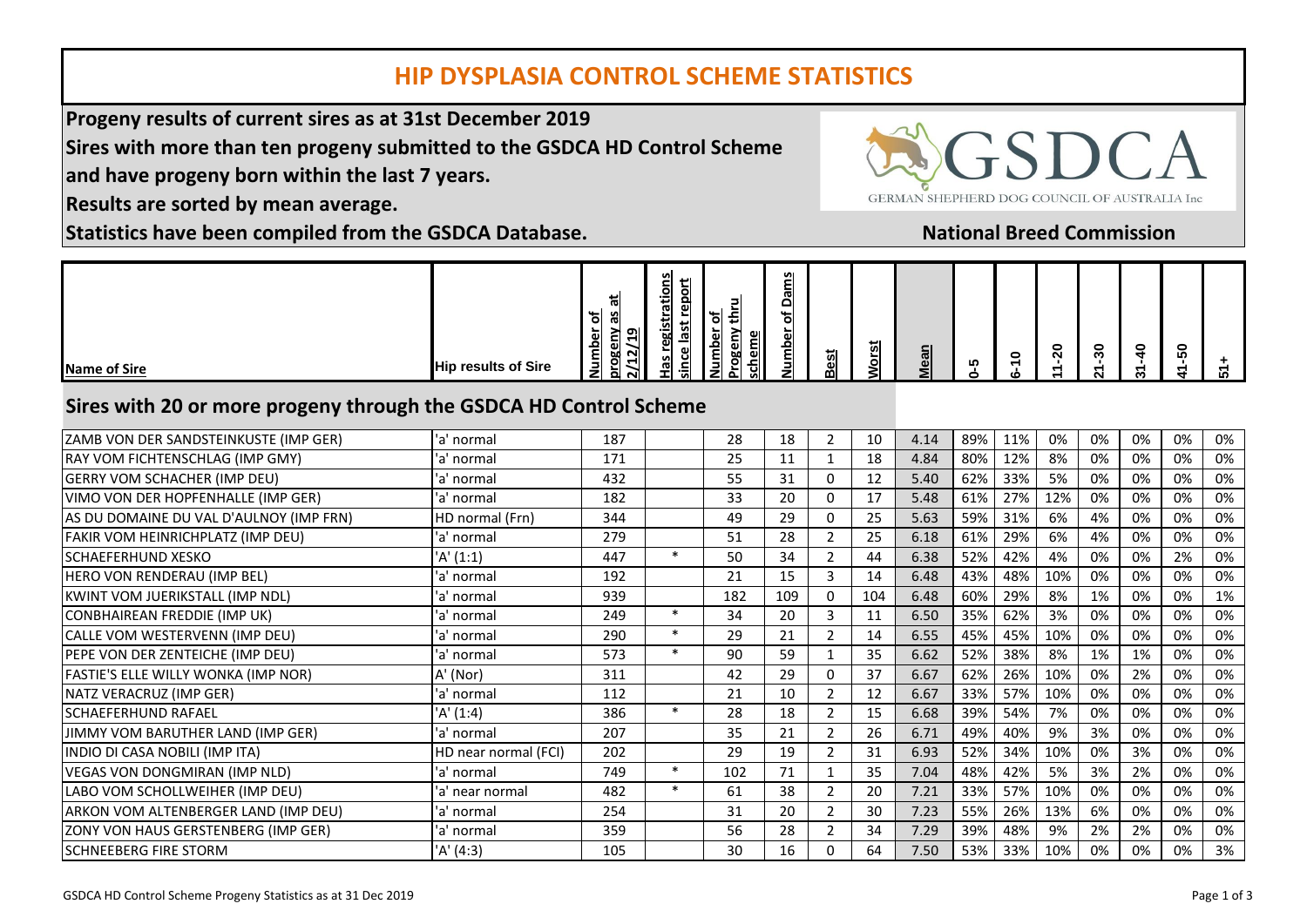# HIP DYSPLASIA CONTROL SCHEME STATISTICS

**Progeny results of current sires as at 31st December 2019**
**Sires with more than ten progeny submitted to the GSDCA HD Control Scheme and have progeny born within the last 7 years.**
**Results are sorted by mean average.**
**Statistics have been compiled from the GSDCA Database.**

GSDCA GERMAN SHEPHERD DOG COUNCIL OF AUSTRALIA Inc

**National Breed Commission**

## Sires with 20 or more progeny through the GSDCA HD Control Scheme

| Name of Sire | Hip results of Sire | Number of progeny as at 2/12/19 | Has registrations since last report | Number of Progeny thru scheme | Number of Dams | Best | Worst | Mean | 0-5 | 6-10 | 11-20 | 21-30 | 31-40 | 41-50 | 51+ |
|---|---|---|---|---|---|---|---|---|---|---|---|---|---|---|---|
| ZAMB VON DER SANDSTEINKUSTE (IMP GER) | 'a' normal | 187 | | 28 | 18 | 2 | 10 | 4.14 | 89% | 11% | 0% | 0% | 0% | 0% | 0% |
| RAY VOM FICHTENSCHLAG (IMP GMY) | 'a' normal | 171 | | 25 | 11 | 1 | 18 | 4.84 | 80% | 12% | 8% | 0% | 0% | 0% | 0% |
| GERRY VOM SCHACHER (IMP DEU) | 'a' normal | 432 | | 55 | 31 | 0 | 12 | 5.40 | 62% | 33% | 5% | 0% | 0% | 0% | 0% |
| VIMO VON DER HOPFENHALLE (IMP GER) | 'a' normal | 182 | | 33 | 20 | 0 | 17 | 5.48 | 61% | 27% | 12% | 0% | 0% | 0% | 0% |
| AS DU DOMAINE DU VAL D'AULNOY (IMP FRN) | HD normal (Frn) | 344 | | 49 | 29 | 0 | 25 | 5.63 | 59% | 31% | 6% | 4% | 0% | 0% | 0% |
| FAKIR VOM HEINRICHPLATZ (IMP DEU) | 'a' normal | 279 | | 51 | 28 | 2 | 25 | 6.18 | 61% | 29% | 6% | 4% | 0% | 0% | 0% |
| SCHAEFERHUND XESKO | 'A' (1:1) | 447 | * | 50 | 34 | 2 | 44 | 6.38 | 52% | 42% | 4% | 0% | 0% | 2% | 0% |
| HERO VON RENDERAU (IMP BEL) | 'a' normal | 192 | | 21 | 15 | 3 | 14 | 6.48 | 43% | 48% | 10% | 0% | 0% | 0% | 0% |
| KWINT VOM JUERIKSTALL (IMP NDL) | 'a' normal | 939 | | 182 | 109 | 0 | 104 | 6.48 | 60% | 29% | 8% | 1% | 0% | 0% | 1% |
| CONBHAIREAN FREDDIE (IMP UK) | 'a' normal | 249 | * | 34 | 20 | 3 | 11 | 6.50 | 35% | 62% | 3% | 0% | 0% | 0% | 0% |
| CALLE VOM WESTERVENN (IMP DEU) | 'a' normal | 290 | * | 29 | 21 | 2 | 14 | 6.55 | 45% | 45% | 10% | 0% | 0% | 0% | 0% |
| PEPE VON DER ZENTEICHE (IMP DEU) | 'a' normal | 573 | * | 90 | 59 | 1 | 35 | 6.62 | 52% | 38% | 8% | 1% | 1% | 0% | 0% |
| FASTIE'S ELLE WILLY WONKA (IMP NOR) | A' (Nor) | 311 | | 42 | 29 | 0 | 37 | 6.67 | 62% | 26% | 10% | 0% | 2% | 0% | 0% |
| NATZ VERACRUZ (IMP GER) | 'a' normal | 112 | | 21 | 10 | 2 | 12 | 6.67 | 33% | 57% | 10% | 0% | 0% | 0% | 0% |
| SCHAEFERHUND RAFAEL | 'A' (1:4) | 386 | * | 28 | 18 | 2 | 15 | 6.68 | 39% | 54% | 7% | 0% | 0% | 0% | 0% |
| JIMMY VOM BARUTHER LAND (IMP GER) | 'a' normal | 207 | | 35 | 21 | 2 | 26 | 6.71 | 49% | 40% | 9% | 3% | 0% | 0% | 0% |
| INDIO DI CASA NOBILI (IMP ITA) | HD near normal (FCI) | 202 | | 29 | 19 | 2 | 31 | 6.93 | 52% | 34% | 10% | 0% | 3% | 0% | 0% |
| VEGAS VON DONGMIRAN (IMP NLD) | 'a' normal | 749 | * | 102 | 71 | 1 | 35 | 7.04 | 48% | 42% | 5% | 3% | 2% | 0% | 0% |
| LABO VOM SCHOLLWEIHER (IMP DEU) | 'a' near normal | 482 | * | 61 | 38 | 2 | 20 | 7.21 | 33% | 57% | 10% | 0% | 0% | 0% | 0% |
| ARKON VOM ALTENBERGER LAND (IMP DEU) | 'a' normal | 254 | | 31 | 20 | 2 | 30 | 7.23 | 55% | 26% | 13% | 6% | 0% | 0% | 0% |
| ZONY VON HAUS GERSTENBERG (IMP GER) | 'a' normal | 359 | | 56 | 28 | 2 | 34 | 7.29 | 39% | 48% | 9% | 2% | 2% | 0% | 0% |
| SCHNEEBERG FIRE STORM | 'A' (4:3) | 105 | | 30 | 16 | 0 | 64 | 7.50 | 53% | 33% | 10% | 0% | 0% | 0% | 3% |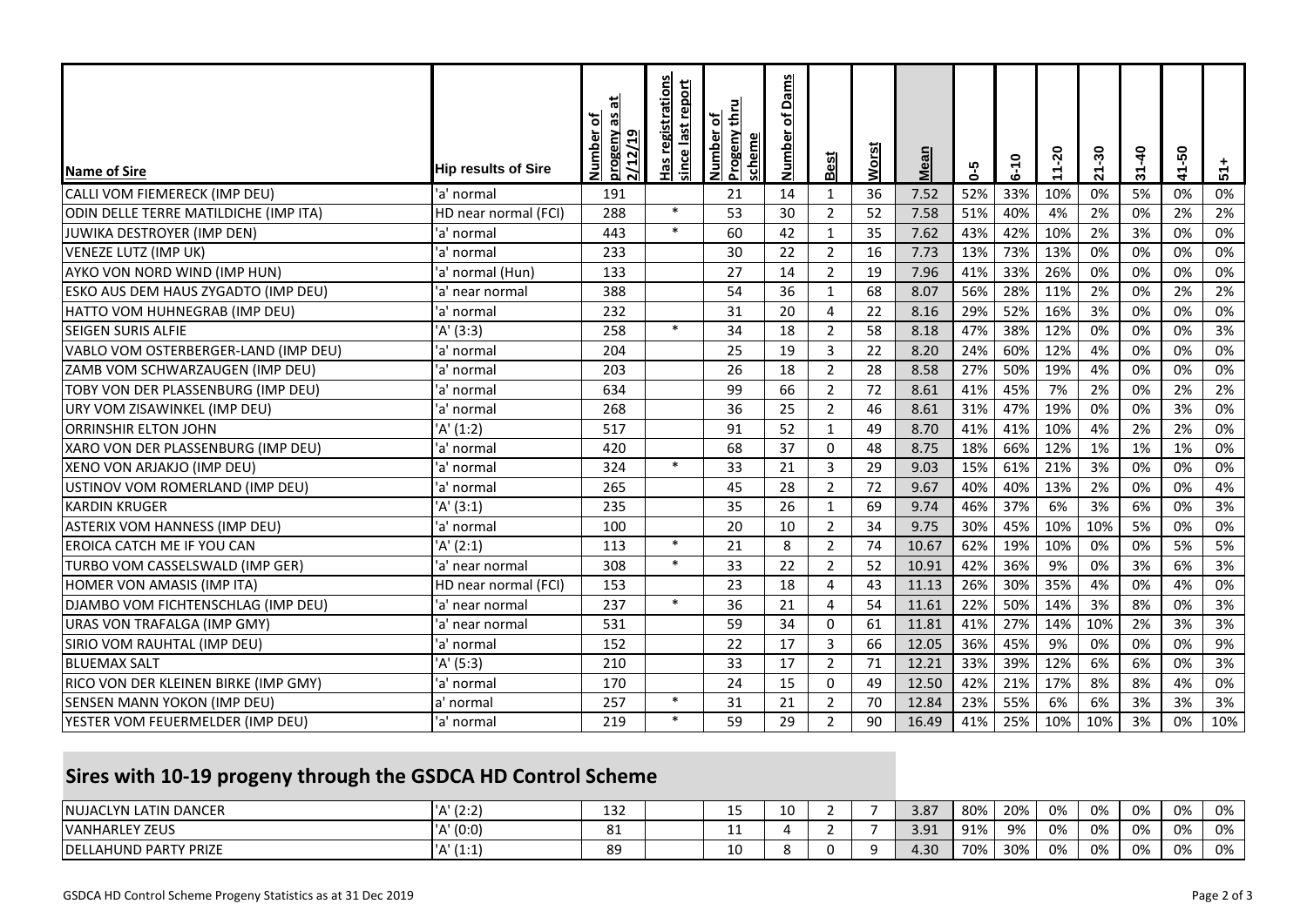| Name of Sire | Hip results of Sire | Number of progeny as at 2/12/19 | Has registrations since last report | Number of Progeny thru scheme | Number of Dams | Best | Worst | Mean | 0-5 | 6-10 | 11-20 | 21-30 | 31-40 | 41-50 | 51+ |
|---|---|---|---|---|---|---|---|---|---|---|---|---|---|---|---|
| CALLI VOM FIEMERECK (IMP DEU) | 'a' normal | 191 | | 21 | 14 | 1 | 36 | 7.52 | 52% | 33% | 10% | 0% | 5% | 0% | 0% |
| ODIN DELLE TERRE MATILDICHE (IMP ITA) | HD near normal (FCI) | 288 | * | 53 | 30 | 2 | 52 | 7.58 | 51% | 40% | 4% | 2% | 0% | 2% | 2% |
| JUWIKA DESTROYER (IMP DEN) | 'a' normal | 443 | * | 60 | 42 | 1 | 35 | 7.62 | 43% | 42% | 10% | 2% | 3% | 0% | 0% |
| VENEZE LUTZ (IMP UK) | 'a' normal | 233 | | 30 | 22 | 2 | 16 | 7.73 | 13% | 73% | 13% | 0% | 0% | 0% | 0% |
| AYKO VON NORD WIND (IMP HUN) | 'a' normal (Hun) | 133 | | 27 | 14 | 2 | 19 | 7.96 | 41% | 33% | 26% | 0% | 0% | 0% | 0% |
| ESKO AUS DEM HAUS ZYGADTO (IMP DEU) | 'a' near normal | 388 | | 54 | 36 | 1 | 68 | 8.07 | 56% | 28% | 11% | 2% | 0% | 2% | 2% |
| HATTO VOM HUHNEGRAB (IMP DEU) | 'a' normal | 232 | | 31 | 20 | 4 | 22 | 8.16 | 29% | 52% | 16% | 3% | 0% | 0% | 0% |
| SEIGEN SURIS ALFIE | 'A' (3:3) | 258 | * | 34 | 18 | 2 | 58 | 8.18 | 47% | 38% | 12% | 0% | 0% | 0% | 3% |
| VABLO VOM OSTERBERGER-LAND (IMP DEU) | 'a' normal | 204 | | 25 | 19 | 3 | 22 | 8.20 | 24% | 60% | 12% | 4% | 0% | 0% | 0% |
| ZAMB VOM SCHWARZAUGEN (IMP DEU) | 'a' normal | 203 | | 26 | 18 | 2 | 28 | 8.58 | 27% | 50% | 19% | 4% | 0% | 0% | 0% |
| TOBY VON DER PLASSENBURG (IMP DEU) | 'a' normal | 634 | | 99 | 66 | 2 | 72 | 8.61 | 41% | 45% | 7% | 2% | 0% | 2% | 2% |
| URY VOM ZISAWINKEL (IMP DEU) | 'a' normal | 268 | | 36 | 25 | 2 | 46 | 8.61 | 31% | 47% | 19% | 0% | 0% | 3% | 0% |
| ORRINSHIR ELTON JOHN | 'A' (1:2) | 517 | | 91 | 52 | 1 | 49 | 8.70 | 41% | 41% | 10% | 4% | 2% | 2% | 0% |
| XARO VON DER PLASSENBURG (IMP DEU) | 'a' normal | 420 | | 68 | 37 | 0 | 48 | 8.75 | 18% | 66% | 12% | 1% | 1% | 1% | 0% |
| XENO VON ARJAKJO (IMP DEU) | 'a' normal | 324 | * | 33 | 21 | 3 | 29 | 9.03 | 15% | 61% | 21% | 3% | 0% | 0% | 0% |
| USTINOV VOM ROMERLAND (IMP DEU) | 'a' normal | 265 | | 45 | 28 | 2 | 72 | 9.67 | 40% | 40% | 13% | 2% | 0% | 0% | 4% |
| KARDIN KRUGER | 'A' (3:1) | 235 | | 35 | 26 | 1 | 69 | 9.74 | 46% | 37% | 6% | 3% | 6% | 0% | 3% |
| ASTERIX VOM HANNESS (IMP DEU) | 'a' normal | 100 | | 20 | 10 | 2 | 34 | 9.75 | 30% | 45% | 10% | 10% | 5% | 0% | 0% |
| EROICA CATCH ME IF YOU CAN | 'A' (2:1) | 113 | * | 21 | 8 | 2 | 74 | 10.67 | 62% | 19% | 10% | 0% | 0% | 5% | 5% |
| TURBO VOM CASSELSWALD (IMP GER) | 'a' near normal | 308 | * | 33 | 22 | 2 | 52 | 10.91 | 42% | 36% | 9% | 0% | 3% | 6% | 3% |
| HOMER VON AMASIS (IMP ITA) | HD near normal (FCI) | 153 | | 23 | 18 | 4 | 43 | 11.13 | 26% | 30% | 35% | 4% | 0% | 4% | 0% |
| DJAMBO VOM FICHTENSCHLAG (IMP DEU) | 'a' near normal | 237 | * | 36 | 21 | 4 | 54 | 11.61 | 22% | 50% | 14% | 3% | 8% | 0% | 3% |
| URAS VON TRAFALGA (IMP GMY) | 'a' near normal | 531 | | 59 | 34 | 0 | 61 | 11.81 | 41% | 27% | 14% | 10% | 2% | 3% | 3% |
| SIRIO VOM RAUHTAL (IMP DEU) | 'a' normal | 152 | | 22 | 17 | 3 | 66 | 12.05 | 36% | 45% | 9% | 0% | 0% | 0% | 9% |
| BLUEMAX SALT | 'A' (5:3) | 210 | | 33 | 17 | 2 | 71 | 12.21 | 33% | 39% | 12% | 6% | 6% | 0% | 3% |
| RICO VON DER KLEINEN BIRKE (IMP GMY) | 'a' normal | 170 | | 24 | 15 | 0 | 49 | 12.50 | 42% | 21% | 17% | 8% | 8% | 4% | 0% |
| SENSEN MANN YOKON (IMP DEU) | a' normal | 257 | * | 31 | 21 | 2 | 70 | 12.84 | 23% | 55% | 6% | 6% | 3% | 3% | 3% |
| YESTER VOM FEUERMELDER (IMP DEU) | 'a' normal | 219 | * | 59 | 29 | 2 | 90 | 16.49 | 41% | 25% | 10% | 10% | 3% | 0% | 10% |

## Sires with 10-19 progeny through the GSDCA HD Control Scheme

| Name of Sire | Hip results of Sire | Number of progeny as at 2/12/19 | Has registrations since last report | Number of Progeny thru scheme | Number of Dams | Best | Worst | Mean | 0-5 | 6-10 | 11-20 | 21-30 | 31-40 | 41-50 | 51+ |
|---|---|---|---|---|---|---|---|---|---|---|---|---|---|---|---|
| NUJACLYN LATIN DANCER | 'A' (2:2) | 132 | | 15 | 10 | 2 | 7 | 3.87 | 80% | 20% | 0% | 0% | 0% | 0% | 0% |
| VANHARLEY ZEUS | 'A' (0:0) | 81 | | 11 | 4 | 2 | 7 | 3.91 | 91% | 9% | 0% | 0% | 0% | 0% | 0% |
| DELLAHUND PARTY PRIZE | 'A' (1:1) | 89 | | 10 | 8 | 0 | 9 | 4.30 | 70% | 30% | 0% | 0% | 0% | 0% | 0% |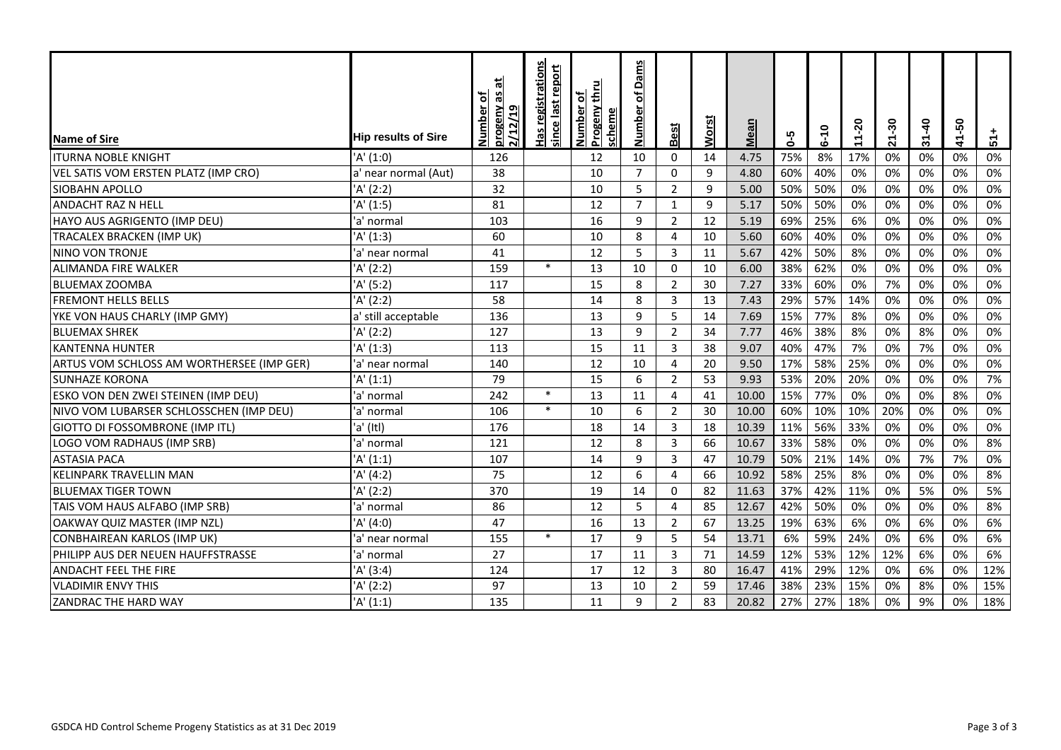| Name of Sire | Hip results of Sire | Number of progeny as at 2/12/19 | Has registrations since last report | Number of Progeny thru scheme | Number of Dams | Best | Worst | Mean | 0-5 | 6-10 | 11-20 | 21-30 | 31-40 | 41-50 | 51+ |
|---|---|---|---|---|---|---|---|---|---|---|---|---|---|---|---|
| ITURNA NOBLE KNIGHT | 'A' (1:0) | 126 | | 12 | 10 | 0 | 14 | 4.75 | 75% | 8% | 17% | 0% | 0% | 0% | 0% |
| VEL SATIS VOM ERSTEN PLATZ (IMP CRO) | a' near normal (Aut) | 38 | | 10 | 7 | 0 | 9 | 4.80 | 60% | 40% | 0% | 0% | 0% | 0% | 0% |
| SIOBAHN APOLLO | 'A' (2:2) | 32 | | 10 | 5 | 2 | 9 | 5.00 | 50% | 50% | 0% | 0% | 0% | 0% | 0% |
| ANDACHT RAZ N HELL | 'A' (1:5) | 81 | | 12 | 7 | 1 | 9 | 5.17 | 50% | 50% | 0% | 0% | 0% | 0% | 0% |
| HAYO AUS AGRIGENTO (IMP DEU) | 'a' normal | 103 | | 16 | 9 | 2 | 12 | 5.19 | 69% | 25% | 6% | 0% | 0% | 0% | 0% |
| TRACALEX BRACKEN (IMP UK) | 'A' (1:3) | 60 | | 10 | 8 | 4 | 10 | 5.60 | 60% | 40% | 0% | 0% | 0% | 0% | 0% |
| NINO VON TRONJE | 'a' near normal | 41 | | 12 | 5 | 3 | 11 | 5.67 | 42% | 50% | 8% | 0% | 0% | 0% | 0% |
| ALIMANDA FIRE WALKER | 'A' (2:2) | 159 | * | 13 | 10 | 0 | 10 | 6.00 | 38% | 62% | 0% | 0% | 0% | 0% | 0% |
| BLUEMAX ZOOMBA | 'A' (5:2) | 117 | | 15 | 8 | 2 | 30 | 7.27 | 33% | 60% | 0% | 7% | 0% | 0% | 0% |
| FREMONT HELLS BELLS | 'A' (2:2) | 58 | | 14 | 8 | 3 | 13 | 7.43 | 29% | 57% | 14% | 0% | 0% | 0% | 0% |
| YKE VON HAUS CHARLY (IMP GMY) | a' still acceptable | 136 | | 13 | 9 | 5 | 14 | 7.69 | 15% | 77% | 8% | 0% | 0% | 0% | 0% |
| BLUEMAX SHREK | 'A' (2:2) | 127 | | 13 | 9 | 2 | 34 | 7.77 | 46% | 38% | 8% | 0% | 8% | 0% | 0% |
| KANTENNA HUNTER | 'A' (1:3) | 113 | | 15 | 11 | 3 | 38 | 9.07 | 40% | 47% | 7% | 0% | 7% | 0% | 0% |
| ARTUS VOM SCHLOSS AM WORTHERSEE (IMP GER) | 'a' near normal | 140 | | 12 | 10 | 4 | 20 | 9.50 | 17% | 58% | 25% | 0% | 0% | 0% | 0% |
| SUNHAZE KORONA | 'A' (1:1) | 79 | | 15 | 6 | 2 | 53 | 9.93 | 53% | 20% | 20% | 0% | 0% | 0% | 7% |
| ESKO VON DEN ZWEI STEINEN (IMP DEU) | 'a' normal | 242 | * | 13 | 11 | 4 | 41 | 10.00 | 15% | 77% | 0% | 0% | 0% | 8% | 0% |
| NIVO VOM LUBARSER SCHLOSSCHEN (IMP DEU) | 'a' normal | 106 | * | 10 | 6 | 2 | 30 | 10.00 | 60% | 10% | 10% | 20% | 0% | 0% | 0% |
| GIOTTO DI FOSSOMBRONE (IMP ITL) | 'a' (Itl) | 176 | | 18 | 14 | 3 | 18 | 10.39 | 11% | 56% | 33% | 0% | 0% | 0% | 0% |
| LOGO VOM RADHAUS (IMP SRB) | 'a' normal | 121 | | 12 | 8 | 3 | 66 | 10.67 | 33% | 58% | 0% | 0% | 0% | 0% | 8% |
| ASTASIA PACA | 'A' (1:1) | 107 | | 14 | 9 | 3 | 47 | 10.79 | 50% | 21% | 14% | 0% | 7% | 7% | 0% |
| KELINPARK TRAVELLIN MAN | 'A' (4:2) | 75 | | 12 | 6 | 4 | 66 | 10.92 | 58% | 25% | 8% | 0% | 0% | 0% | 8% |
| BLUEMAX TIGER TOWN | 'A' (2:2) | 370 | | 19 | 14 | 0 | 82 | 11.63 | 37% | 42% | 11% | 0% | 5% | 0% | 5% |
| TAIS VOM HAUS ALFABO (IMP SRB) | 'a' normal | 86 | | 12 | 5 | 4 | 85 | 12.67 | 42% | 50% | 0% | 0% | 0% | 0% | 8% |
| OAKWAY QUIZ MASTER (IMP NZL) | 'A' (4:0) | 47 | | 16 | 13 | 2 | 67 | 13.25 | 19% | 63% | 6% | 0% | 6% | 0% | 6% |
| CONBHAIREAN KARLOS (IMP UK) | 'a' near normal | 155 | * | 17 | 9 | 5 | 54 | 13.71 | 6% | 59% | 24% | 0% | 6% | 0% | 6% |
| PHILIPP AUS DER NEUEN HAUFFSTRASSE | 'a' normal | 27 | | 17 | 11 | 3 | 71 | 14.59 | 12% | 53% | 12% | 12% | 6% | 0% | 6% |
| ANDACHT FEEL THE FIRE | 'A' (3:4) | 124 | | 17 | 12 | 3 | 80 | 16.47 | 41% | 29% | 12% | 0% | 6% | 0% | 12% |
| VLADIMIR ENVY THIS | 'A' (2:2) | 97 | | 13 | 10 | 2 | 59 | 17.46 | 38% | 23% | 15% | 0% | 8% | 0% | 15% |
| ZANDRAC THE HARD WAY | 'A' (1:1) | 135 | | 11 | 9 | 2 | 83 | 20.82 | 27% | 27% | 18% | 0% | 9% | 0% | 18% |